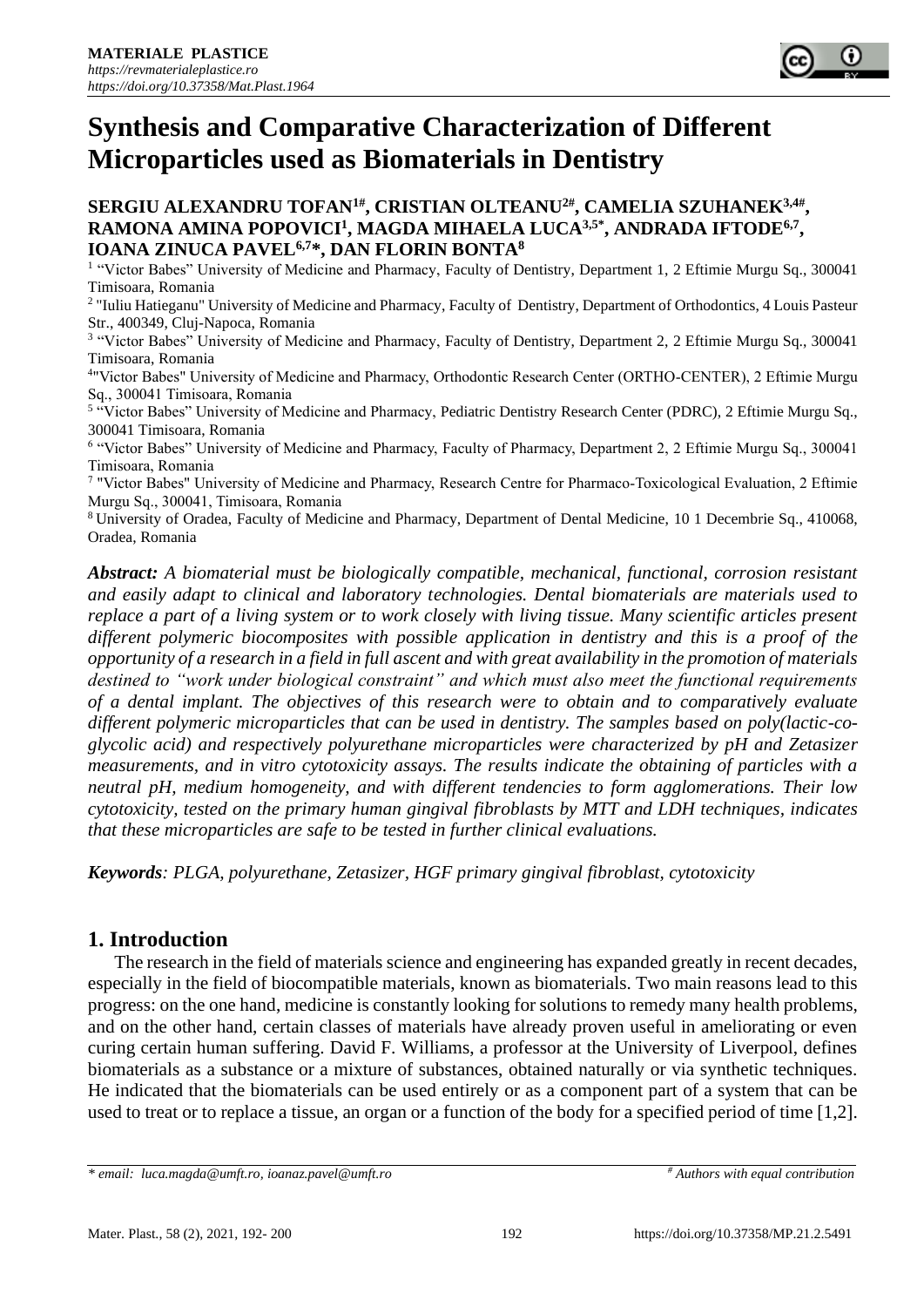# Synthesis and Comparative Characterization of Different Microparticles used as Biomaterials in Dentistry

**SERGIU ALEXANDRU TOFAN[1#], CRISTIAN OLTEANU[2#], CAMELIA SZUHANEK[3,4#], RAMONA AMINA POPOVICI[1], MAGDA MIHAELA LUCA[3,5*], ANDRADA IFTODE[6,7], IOANA ZINUCA PAVEL[6,7*], DAN FLORIN BONTA[8]**

[1] "Victor Babes" University of Medicine and Pharmacy, Faculty of Dentistry, Department 1, 2 Eftimie Murgu Sq., 300041 Timisoara, Romania

[2] "Iuliu Hatieganu" University of Medicine and Pharmacy, Faculty of Dentistry, Department of Orthodontics, 4 Louis Pasteur Str., 400349, Cluj-Napoca, Romania

[3] "Victor Babes" University of Medicine and Pharmacy, Faculty of Dentistry, Department 2, 2 Eftimie Murgu Sq., 300041 Timisoara, Romania

[4] "Victor Babes" University of Medicine and Pharmacy, Orthodontic Research Center (ORTHO-CENTER), 2 Eftimie Murgu Sq., 300041 Timisoara, Romania

[5] "Victor Babes" University of Medicine and Pharmacy, Pediatric Dentistry Research Center (PDRC), 2 Eftimie Murgu Sq., 300041 Timisoara, Romania

[6] "Victor Babes" University of Medicine and Pharmacy, Faculty of Pharmacy, Department 2, 2 Eftimie Murgu Sq., 300041 Timisoara, Romania

[7] "Victor Babes" University of Medicine and Pharmacy, Research Centre for Pharmaco-Toxicological Evaluation, 2 Eftimie Murgu Sq., 300041, Timisoara, Romania

[8] University of Oradea, Faculty of Medicine and Pharmacy, Department of Dental Medicine, 10 1 Decembrie Sq., 410068, Oradea, Romania

***Abstract:*** *A biomaterial must be biologically compatible, mechanical, functional, corrosion resistant and easily adapt to clinical and laboratory technologies. Dental biomaterials are materials used to replace a part of a living system or to work closely with living tissue. Many scientific articles present different polymeric biocomposites with possible application in dentistry and this is a proof of the opportunity of a research in a field in full ascent and with great availability in the promotion of materials destined to "work under biological constraint" and which must also meet the functional requirements of a dental implant. The objectives of this research were to obtain and to comparatively evaluate different polymeric microparticles that can be used in dentistry. The samples based on poly(lactic-co-glycolic acid) and respectively polyurethane microparticles were characterized by pH and Zetasizer measurements, and in vitro cytotoxicity assays. The results indicate the obtaining of particles with a neutral pH, medium homogeneity, and with different tendencies to form agglomerations. Their low cytotoxicity, tested on the primary human gingival fibroblasts by MTT and LDH techniques, indicates that these microparticles are safe to be tested in further clinical evaluations.*

***Keywords****: PLGA, polyurethane, Zetasizer, HGF primary gingival fibroblast, cytotoxicity*

## 1. Introduction

The research in the field of materials science and engineering has expanded greatly in recent decades, especially in the field of biocompatible materials, known as biomaterials. Two main reasons lead to this progress: on the one hand, medicine is constantly looking for solutions to remedy many health problems, and on the other hand, certain classes of materials have already proven useful in ameliorating or even curing certain human suffering. David F. Williams, a professor at the University of Liverpool, defines biomaterials as a substance or a mixture of substances, obtained naturally or via synthetic techniques. He indicated that the biomaterials can be used entirely or as a component part of a system that can be used to treat or to replace a tissue, an organ or a function of the body for a specified period of time [1,2].

*\* email: luca.magda@umft.ro, ioanaz.pavel@umft.ro* — *# Authors with equal contribution*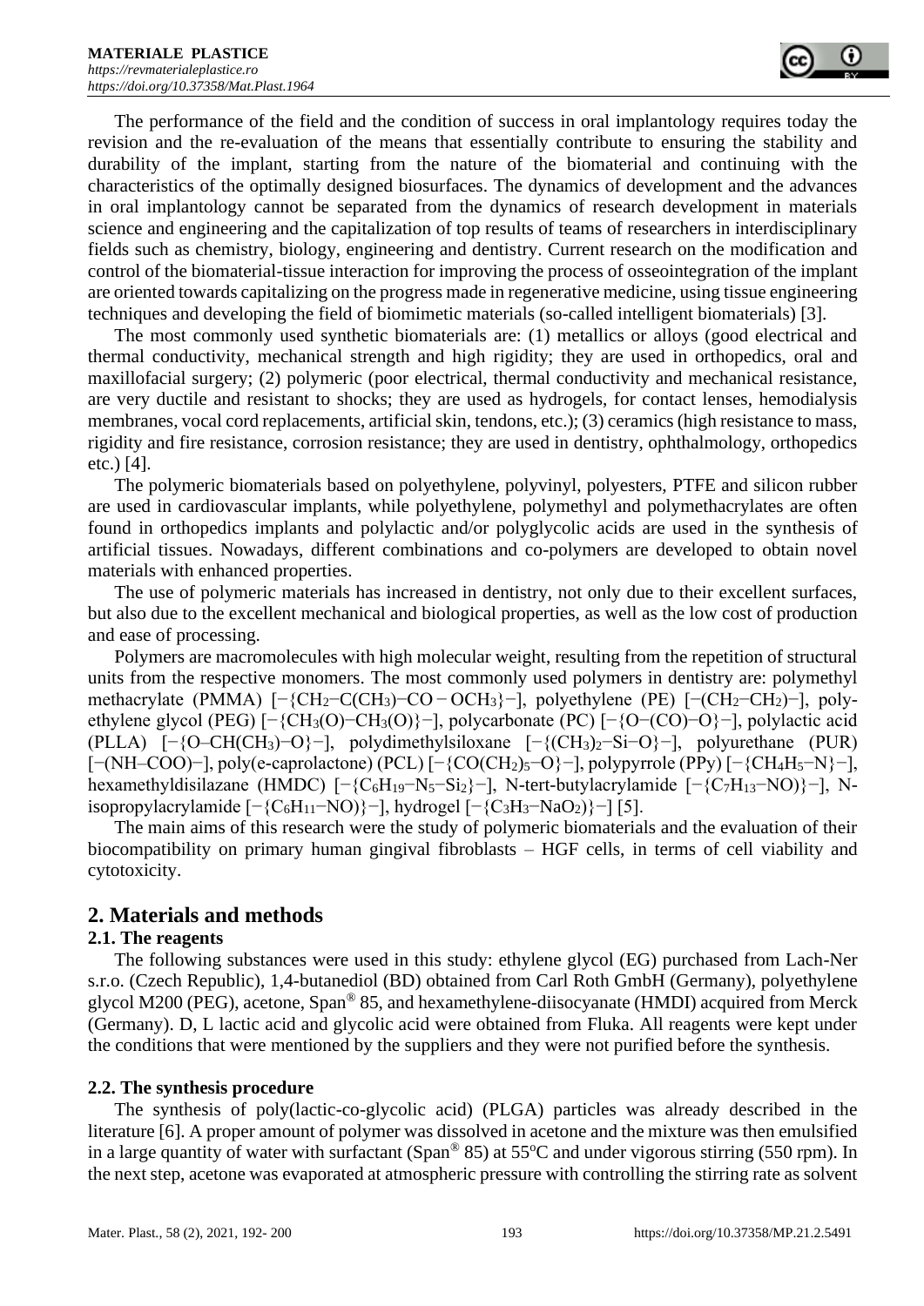The performance of the field and the condition of success in oral implantology requires today the revision and the re-evaluation of the means that essentially contribute to ensuring the stability and durability of the implant, starting from the nature of the biomaterial and continuing with the characteristics of the optimally designed biosurfaces. The dynamics of development and the advances in oral implantology cannot be separated from the dynamics of research development in materials science and engineering and the capitalization of top results of teams of researchers in interdisciplinary fields such as chemistry, biology, engineering and dentistry. Current research on the modification and control of the biomaterial-tissue interaction for improving the process of osseointegration of the implant are oriented towards capitalizing on the progress made in regenerative medicine, using tissue engineering techniques and developing the field of biomimetic materials (so-called intelligent biomaterials) [3].

The most commonly used synthetic biomaterials are: (1) metallics or alloys (good electrical and thermal conductivity, mechanical strength and high rigidity; they are used in orthopedics, oral and maxillofacial surgery; (2) polymeric (poor electrical, thermal conductivity and mechanical resistance, are very ductile and resistant to shocks; they are used as hydrogels, for contact lenses, hemodialysis membranes, vocal cord replacements, artificial skin, tendons, etc.); (3) ceramics (high resistance to mass, rigidity and fire resistance, corrosion resistance; they are used in dentistry, ophthalmology, orthopedics etc.) [4].

The polymeric biomaterials based on polyethylene, polyvinyl, polyesters, PTFE and silicon rubber are used in cardiovascular implants, while polyethylene, polymethyl and polymethacrylates are often found in orthopedics implants and polylactic and/or polyglycolic acids are used in the synthesis of artificial tissues. Nowadays, different combinations and co-polymers are developed to obtain novel materials with enhanced properties.

The use of polymeric materials has increased in dentistry, not only due to their excellent surfaces, but also due to the excellent mechanical and biological properties, as well as the low cost of production and ease of processing.

Polymers are macromolecules with high molecular weight, resulting from the repetition of structural units from the respective monomers. The most commonly used polymers in dentistry are: polymethyl methacrylate (PMMA) $[-\{CH_2-C(CH_3)-CO-OCH_3\}-]$, polyethylene (PE) $[-(CH_2-CH_2)-]$, polyethylene glycol (PEG) $[-\{CH_3(O)-CH_3(O)\}-]$, polycarbonate (PC) $[-\{O-(CO)-O\}-]$, polylactic acid (PLLA) $[-\{O-CH(CH_3)-O\}-]$, polydimethylsiloxane $[-\{(CH_3)_2-Si-O\}-]$, polyurethane (PUR) $[-(NH-COO)-]$, poly(e-caprolactone) (PCL) $[-\{CO(CH_2)_5-O\}-]$, polypyrrole (PPy) $[-\{CH_4H_5-N\}-]$, hexamethyldisilazane (HMDC) $[-\{C_6H_{19}-N_5-Si_2\}-]$, N-tert-butylacrylamide $[-\{C_7H_{13}-NO)\}-]$, N-isopropylacrylamide $[-\{C_6H_{11}-NO)\}-]$, hydrogel $[-\{C_3H_3-NaO_2)\}-]$ [5].

The main aims of this research were the study of polymeric biomaterials and the evaluation of their biocompatibility on primary human gingival fibroblasts – HGF cells, in terms of cell viability and cytotoxicity.

## 2. Materials and methods

### 2.1. The reagents

The following substances were used in this study: ethylene glycol (EG) purchased from Lach-Ner s.r.o. (Czech Republic), 1,4-butanediol (BD) obtained from Carl Roth GmbH (Germany), polyethylene glycol M200 (PEG), acetone, Span® 85, and hexamethylene-diisocyanate (HMDI) acquired from Merck (Germany). D, L lactic acid and glycolic acid were obtained from Fluka. All reagents were kept under the conditions that were mentioned by the suppliers and they were not purified before the synthesis.

### 2.2. The synthesis procedure

The synthesis of poly(lactic-co-glycolic acid) (PLGA) particles was already described in the literature [6]. A proper amount of polymer was dissolved in acetone and the mixture was then emulsified in a large quantity of water with surfactant (Span® 85) at 55°C and under vigorous stirring (550 rpm). In the next step, acetone was evaporated at atmospheric pressure with controlling the stirring rate as solvent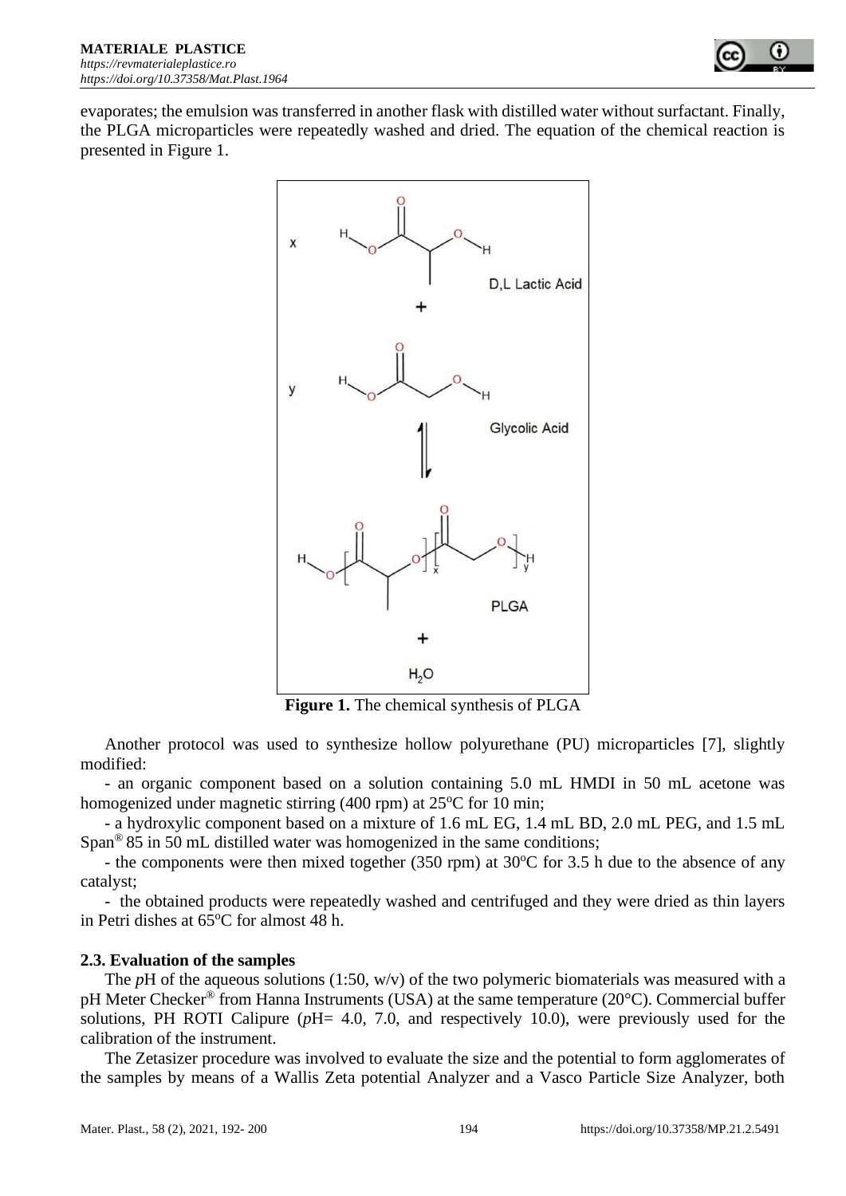evaporates; the emulsion was transferred in another flask with distilled water without surfactant. Finally, the PLGA microparticles were repeatedly washed and dried. The equation of the chemical reaction is presented in Figure 1.

**Figure 1.** The chemical synthesis of PLGA

Another protocol was used to synthesize hollow polyurethane (PU) microparticles [7], slightly modified:

- an organic component based on a solution containing 5.0 mL HMDI in 50 mL acetone was homogenized under magnetic stirring (400 rpm) at 25°C for 10 min;
- a hydroxylic component based on a mixture of 1.6 mL EG, 1.4 mL BD, 2.0 mL PEG, and 1.5 mL Span® 85 in 50 mL distilled water was homogenized in the same conditions;
- the components were then mixed together (350 rpm) at 30°C for 3.5 h due to the absence of any catalyst;
- the obtained products were repeatedly washed and centrifuged and they were dried as thin layers in Petri dishes at 65°C for almost 48 h.

### 2.3. Evaluation of the samples

The *p*H of the aqueous solutions (1:50, w/v) of the two polymeric biomaterials was measured with a pH Meter Checker® from Hanna Instruments (USA) at the same temperature (20°C). Commercial buffer solutions, PH ROTI Calipure (*p*H= 4.0, 7.0, and respectively 10.0), were previously used for the calibration of the instrument.

The Zetasizer procedure was involved to evaluate the size and the potential to form agglomerates of the samples by means of a Wallis Zeta potential Analyzer and a Vasco Particle Size Analyzer, both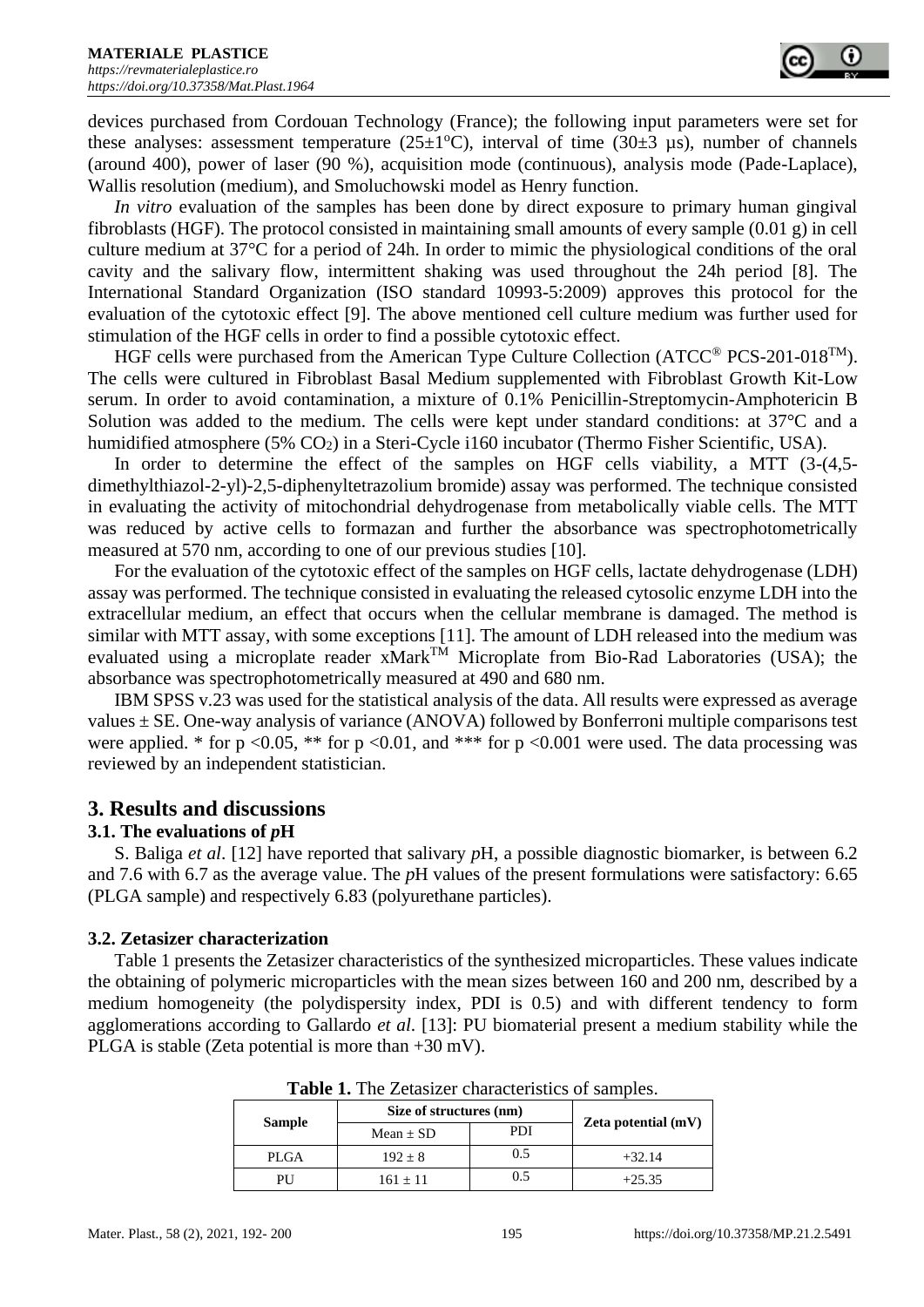devices purchased from Cordouan Technology (France); the following input parameters were set for these analyses: assessment temperature (25±1°C), interval of time (30±3 µs), number of channels (around 400), power of laser (90 %), acquisition mode (continuous), analysis mode (Pade-Laplace), Wallis resolution (medium), and Smoluchowski model as Henry function.

*In vitro* evaluation of the samples has been done by direct exposure to primary human gingival fibroblasts (HGF). The protocol consisted in maintaining small amounts of every sample (0.01 g) in cell culture medium at 37°C for a period of 24h. In order to mimic the physiological conditions of the oral cavity and the salivary flow, intermittent shaking was used throughout the 24h period [8]. The International Standard Organization (ISO standard 10993-5:2009) approves this protocol for the evaluation of the cytotoxic effect [9]. The above mentioned cell culture medium was further used for stimulation of the HGF cells in order to find a possible cytotoxic effect.

HGF cells were purchased from the American Type Culture Collection (ATCC® PCS-201-018™). The cells were cultured in Fibroblast Basal Medium supplemented with Fibroblast Growth Kit-Low serum. In order to avoid contamination, a mixture of 0.1% Penicillin-Streptomycin-Amphotericin B Solution was added to the medium. The cells were kept under standard conditions: at 37°C and a humidified atmosphere (5% $CO_2$) in a Steri-Cycle i160 incubator (Thermo Fisher Scientific, USA).

In order to determine the effect of the samples on HGF cells viability, a MTT (3-(4,5-dimethylthiazol-2-yl)-2,5-diphenyltetrazolium bromide) assay was performed. The technique consisted in evaluating the activity of mitochondrial dehydrogenase from metabolically viable cells. The MTT was reduced by active cells to formazan and further the absorbance was spectrophotometrically measured at 570 nm, according to one of our previous studies [10].

For the evaluation of the cytotoxic effect of the samples on HGF cells, lactate dehydrogenase (LDH) assay was performed. The technique consisted in evaluating the released cytosolic enzyme LDH into the extracellular medium, an effect that occurs when the cellular membrane is damaged. The method is similar with MTT assay, with some exceptions [11]. The amount of LDH released into the medium was evaluated using a microplate reader xMark™ Microplate from Bio-Rad Laboratories (USA); the absorbance was spectrophotometrically measured at 490 and 680 nm.

IBM SPSS v.23 was used for the statistical analysis of the data. All results were expressed as average values ± SE. One-way analysis of variance (ANOVA) followed by Bonferroni multiple comparisons test were applied. * for $p < 0.05$, ** for $p < 0.01$, and *** for $p < 0.001$ were used. The data processing was reviewed by an independent statistician.

## 3. Results and discussions

### 3.1. The evaluations of *p*H

S. Baliga *et al*. [12] have reported that salivary *p*H, a possible diagnostic biomarker, is between 6.2 and 7.6 with 6.7 as the average value. The *p*H values of the present formulations were satisfactory: 6.65 (PLGA sample) and respectively 6.83 (polyurethane particles).

### 3.2. Zetasizer characterization

Table 1 presents the Zetasizer characteristics of the synthesized microparticles. These values indicate the obtaining of polymeric microparticles with the mean sizes between 160 and 200 nm, described by a medium homogeneity (the polydispersity index, PDI is 0.5) and with different tendency to form agglomerations according to Gallardo *et al*. [13]: PU biomaterial present a medium stability while the PLGA is stable (Zeta potential is more than +30 mV).

**Table 1.** The Zetasizer characteristics of samples.

| Sample | Size of structures (nm) | | Zeta potential (mV) |
|---|---|---|---|
| | Mean ± SD | PDI | |
| PLGA | 192 ± 8 | 0.5 | +32.14 |
| PU | 161 ± 11 | 0.5 | +25.35 |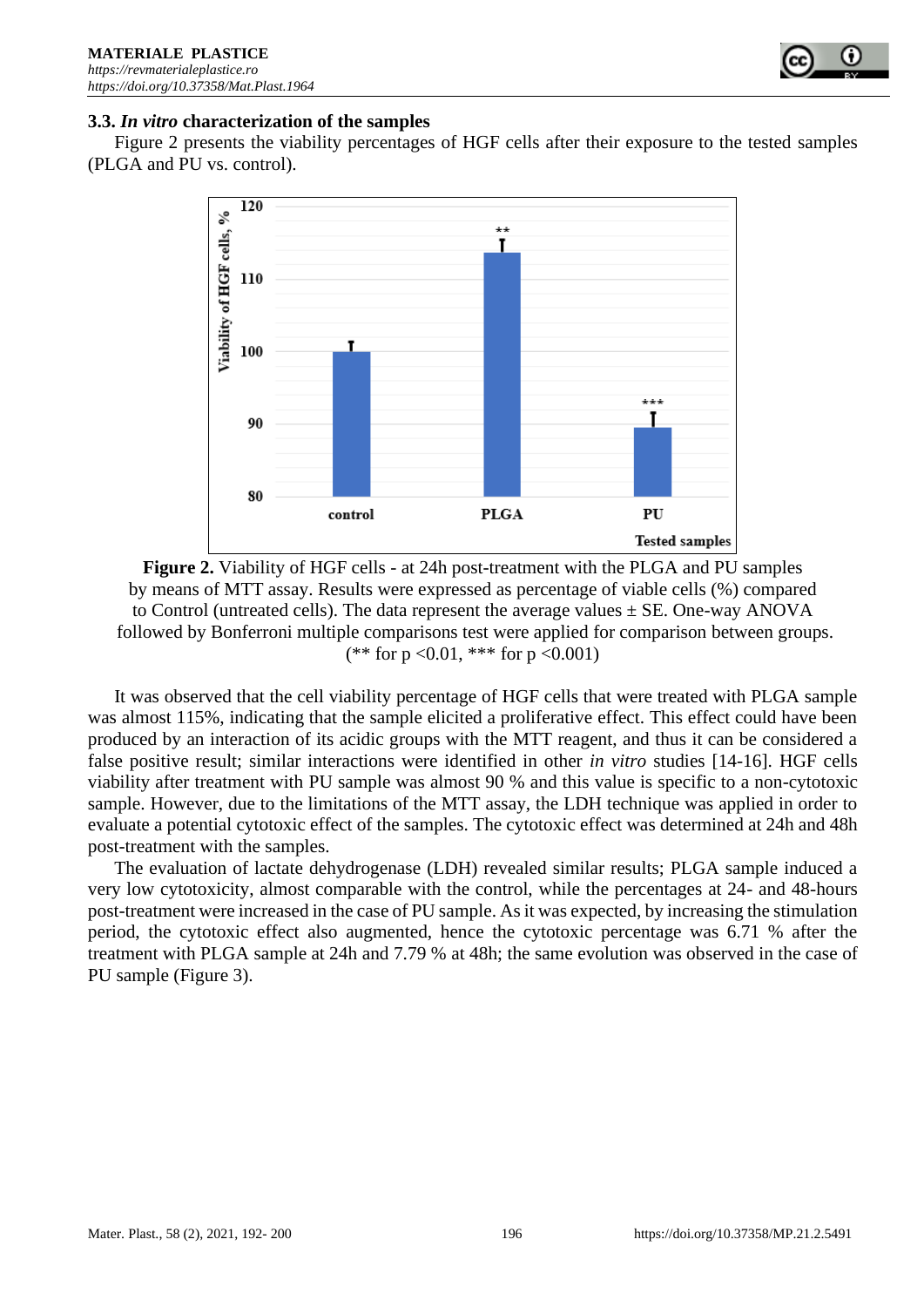### 3.3. *In vitro* characterization of the samples

Figure 2 presents the viability percentages of HGF cells after their exposure to the tested samples (PLGA and PU vs. control).

**Figure 2.** Viability of HGF cells - at 24h post-treatment with the PLGA and PU samples by means of MTT assay. Results were expressed as percentage of viable cells (%) compared to Control (untreated cells). The data represent the average values ± SE. One-way ANOVA followed by Bonferroni multiple comparisons test were applied for comparison between groups. (** for $p < 0.01$, *** for $p < 0.001$)

It was observed that the cell viability percentage of HGF cells that were treated with PLGA sample was almost 115%, indicating that the sample elicited a proliferative effect. This effect could have been produced by an interaction of its acidic groups with the MTT reagent, and thus it can be considered a false positive result; similar interactions were identified in other *in vitro* studies [14-16]. HGF cells viability after treatment with PU sample was almost 90 % and this value is specific to a non-cytotoxic sample. However, due to the limitations of the MTT assay, the LDH technique was applied in order to evaluate a potential cytotoxic effect of the samples. The cytotoxic effect was determined at 24h and 48h post-treatment with the samples.

The evaluation of lactate dehydrogenase (LDH) revealed similar results; PLGA sample induced a very low cytotoxicity, almost comparable with the control, while the percentages at 24- and 48-hours post-treatment were increased in the case of PU sample. As it was expected, by increasing the stimulation period, the cytotoxic effect also augmented, hence the cytotoxic percentage was 6.71 % after the treatment with PLGA sample at 24h and 7.79 % at 48h; the same evolution was observed in the case of PU sample (Figure 3).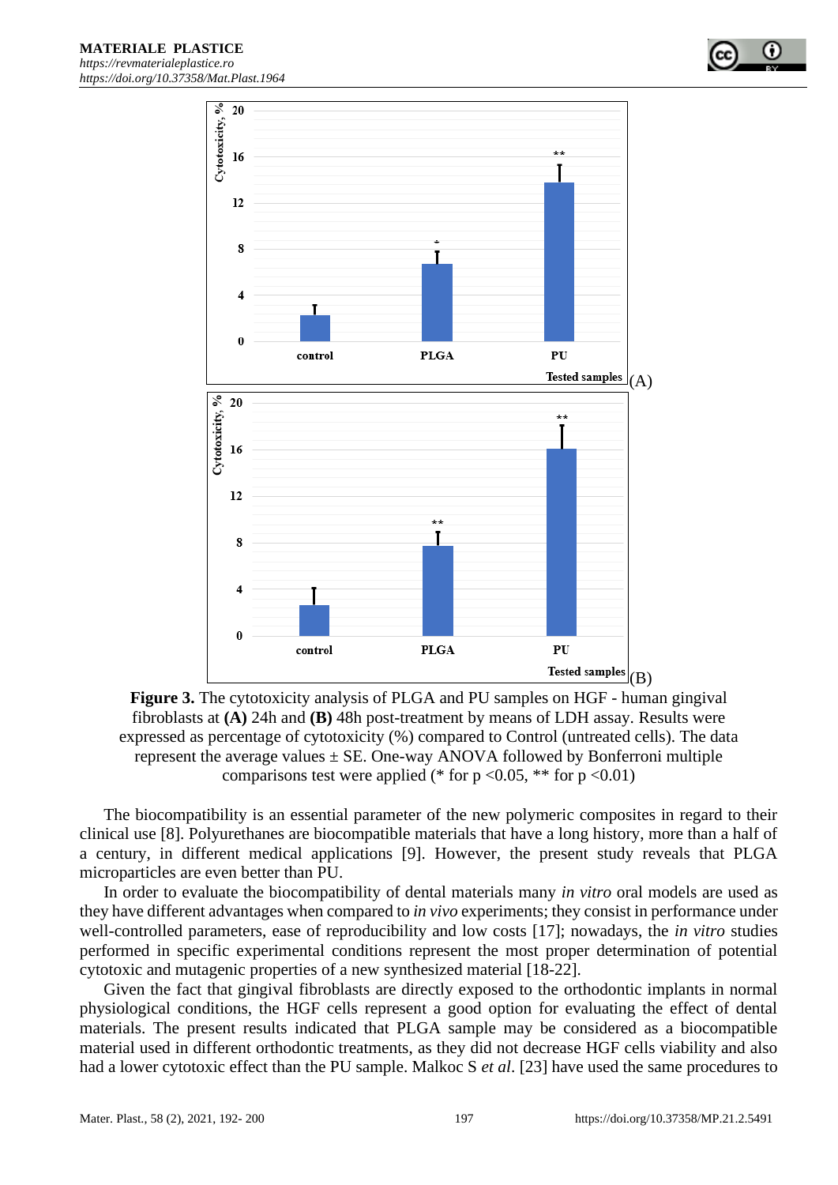**Figure 3.** The cytotoxicity analysis of PLGA and PU samples on HGF - human gingival fibroblasts at **(A)** 24h and **(B)** 48h post-treatment by means of LDH assay. Results were expressed as percentage of cytotoxicity (%) compared to Control (untreated cells). The data represent the average values ± SE. One-way ANOVA followed by Bonferroni multiple comparisons test were applied (* for $p < 0.05$, ** for $p < 0.01$)

The biocompatibility is an essential parameter of the new polymeric composites in regard to their clinical use [8]. Polyurethanes are biocompatible materials that have a long history, more than a half of a century, in different medical applications [9]. However, the present study reveals that PLGA microparticles are even better than PU.

In order to evaluate the biocompatibility of dental materials many *in vitro* oral models are used as they have different advantages when compared to *in vivo* experiments; they consist in performance under well-controlled parameters, ease of reproducibility and low costs [17]; nowadays, the *in vitro* studies performed in specific experimental conditions represent the most proper determination of potential cytotoxic and mutagenic properties of a new synthesized material [18-22].

Given the fact that gingival fibroblasts are directly exposed to the orthodontic implants in normal physiological conditions, the HGF cells represent a good option for evaluating the effect of dental materials. The present results indicated that PLGA sample may be considered as a biocompatible material used in different orthodontic treatments, as they did not decrease HGF cells viability and also had a lower cytotoxic effect than the PU sample. Malkoc S *et al*. [23] have used the same procedures to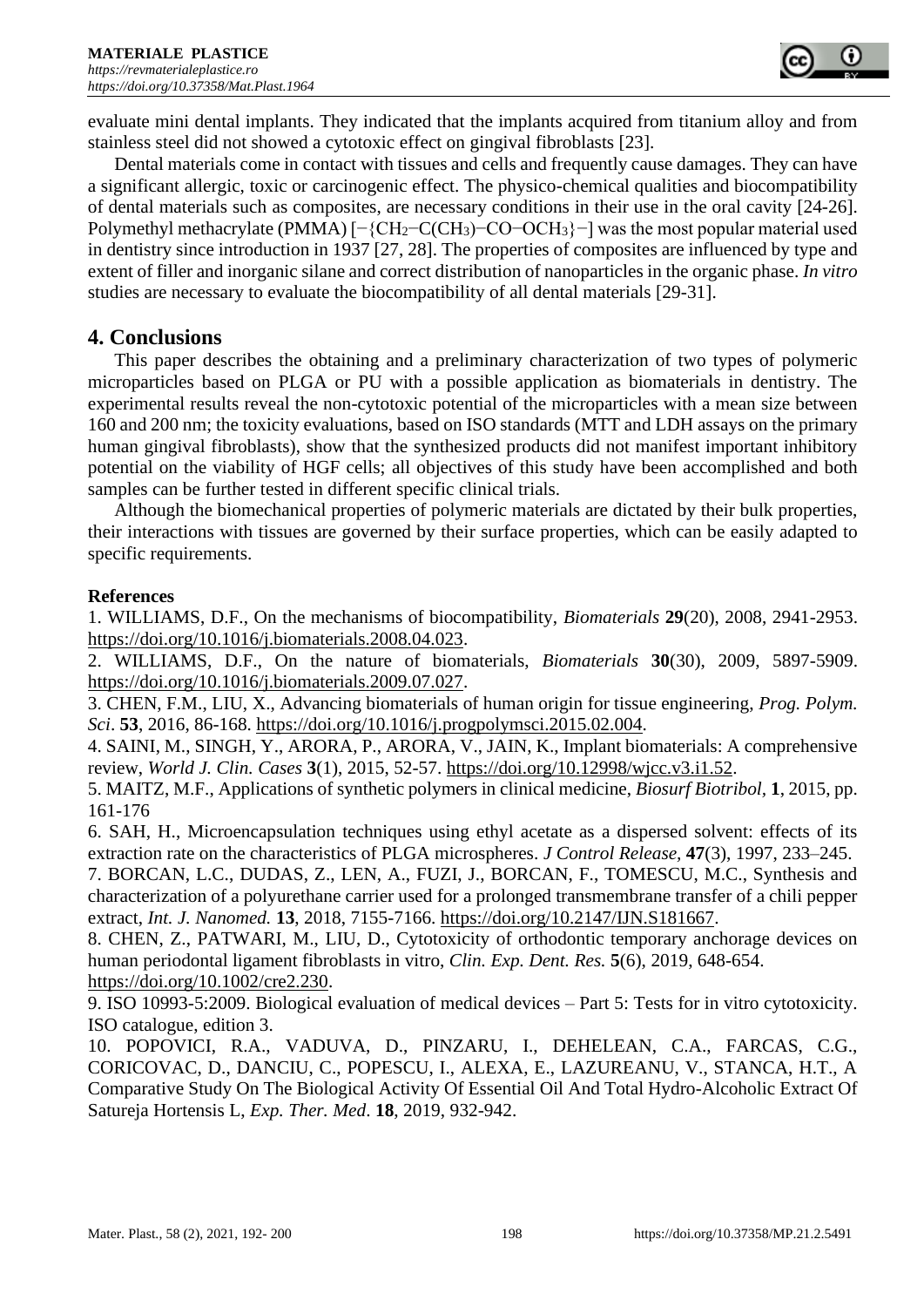evaluate mini dental implants. They indicated that the implants acquired from titanium alloy and from stainless steel did not showed a cytotoxic effect on gingival fibroblasts [23].

Dental materials come in contact with tissues and cells and frequently cause damages. They can have a significant allergic, toxic or carcinogenic effect. The physico-chemical qualities and biocompatibility of dental materials such as composites, are necessary conditions in their use in the oral cavity [24-26]. Polymethyl methacrylate (PMMA) [−{$CH_2$−C($CH_3$)−CO−$OCH_3$}−] was the most popular material used in dentistry since introduction in 1937 [27, 28]. The properties of composites are influenced by type and extent of filler and inorganic silane and correct distribution of nanoparticles in the organic phase. *In vitro* studies are necessary to evaluate the biocompatibility of all dental materials [29-31].

## 4. Conclusions

This paper describes the obtaining and a preliminary characterization of two types of polymeric microparticles based on PLGA or PU with a possible application as biomaterials in dentistry. The experimental results reveal the non-cytotoxic potential of the microparticles with a mean size between 160 and 200 nm; the toxicity evaluations, based on ISO standards (MTT and LDH assays on the primary human gingival fibroblasts), show that the synthesized products did not manifest important inhibitory potential on the viability of HGF cells; all objectives of this study have been accomplished and both samples can be further tested in different specific clinical trials.

Although the biomechanical properties of polymeric materials are dictated by their bulk properties, their interactions with tissues are governed by their surface properties, which can be easily adapted to specific requirements.

**References**

1. WILLIAMS, D.F., On the mechanisms of biocompatibility, *Biomaterials* **29**(20), 2008, 2941-2953. https://doi.org/10.1016/j.biomaterials.2008.04.023.
2. WILLIAMS, D.F., On the nature of biomaterials, *Biomaterials* **30**(30), 2009, 5897-5909. https://doi.org/10.1016/j.biomaterials.2009.07.027.
3. CHEN, F.M., LIU, X., Advancing biomaterials of human origin for tissue engineering, *Prog. Polym. Sci*. **53**, 2016, 86-168. https://doi.org/10.1016/j.progpolymsci.2015.02.004.
4. SAINI, M., SINGH, Y., ARORA, P., ARORA, V., JAIN, K., Implant biomaterials: A comprehensive review, *World J. Clin. Cases* **3**(1), 2015, 52-57. https://doi.org/10.12998/wjcc.v3.i1.52.
5. MAITZ, M.F., Applications of synthetic polymers in clinical medicine, *Biosurf Biotribol*, **1**, 2015, pp. 161-176
6. SAH, H., Microencapsulation techniques using ethyl acetate as a dispersed solvent: effects of its extraction rate on the characteristics of PLGA microspheres. *J Control Release*, **47**(3), 1997, 233–245.
7. BORCAN, L.C., DUDAS, Z., LEN, A., FUZI, J., BORCAN, F., TOMESCU, M.C., Synthesis and characterization of a polyurethane carrier used for a prolonged transmembrane transfer of a chili pepper extract, *Int. J. Nanomed.* **13**, 2018, 7155-7166. https://doi.org/10.2147/IJN.S181667.
8. CHEN, Z., PATWARI, M., LIU, D., Cytotoxicity of orthodontic temporary anchorage devices on human periodontal ligament fibroblasts in vitro, *Clin. Exp. Dent. Res.* **5**(6), 2019, 648-654. https://doi.org/10.1002/cre2.230.
9. ISO 10993-5:2009. Biological evaluation of medical devices – Part 5: Tests for in vitro cytotoxicity. ISO catalogue, edition 3.
10. POPOVICI, R.A., VADUVA, D., PINZARU, I., DEHELEAN, C.A., FARCAS, C.G., CORICOVAC, D., DANCIU, C., POPESCU, I., ALEXA, E., LAZUREANU, V., STANCA, H.T., A Comparative Study On The Biological Activity Of Essential Oil And Total Hydro-Alcoholic Extract Of Satureja Hortensis L, *Exp. Ther. Med*. **18**, 2019, 932-942.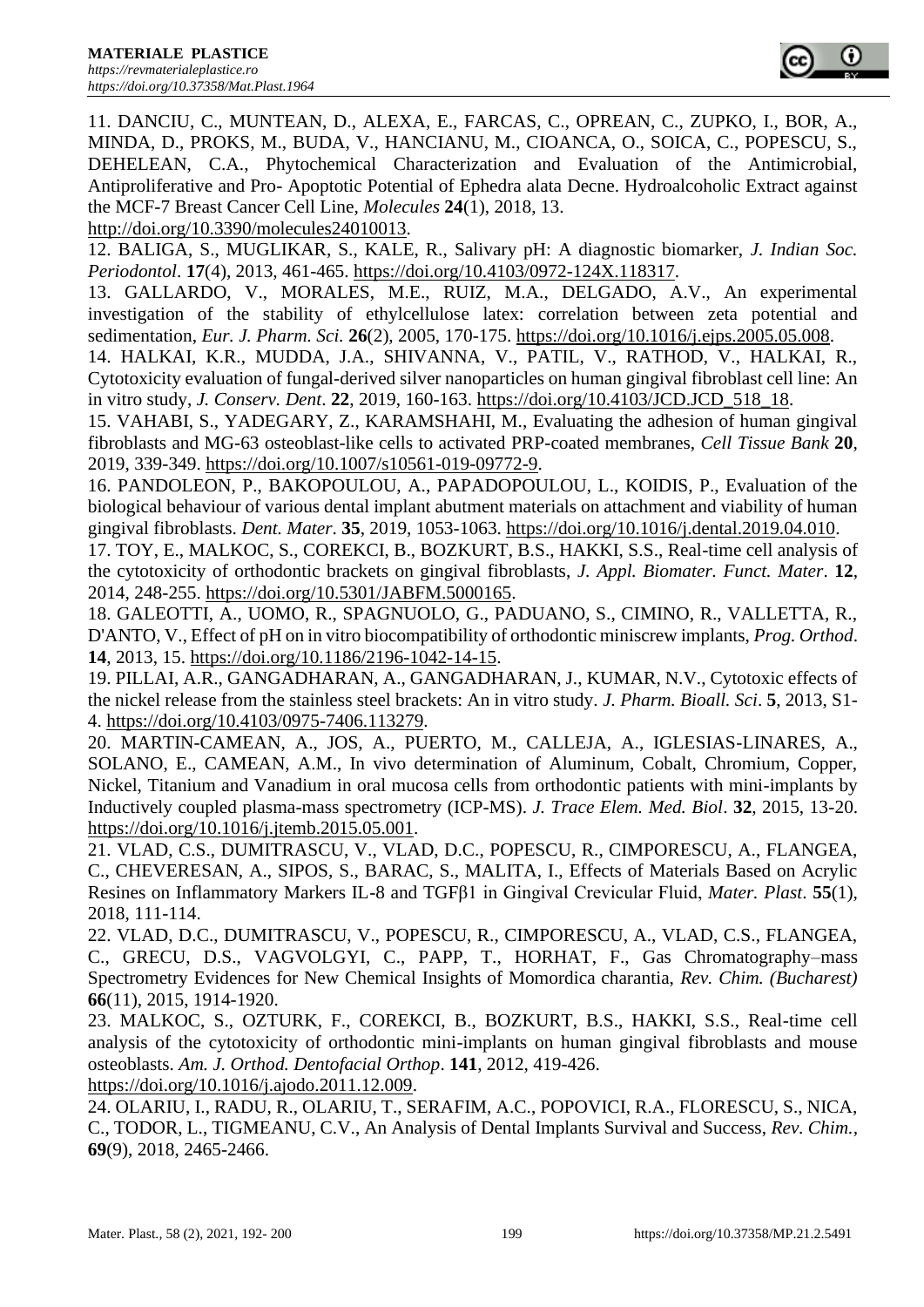11. DANCIU, C., MUNTEAN, D., ALEXA, E., FARCAS, C., OPREAN, C., ZUPKO, I., BOR, A., MINDA, D., PROKS, M., BUDA, V., HANCIANU, M., CIOANCA, O., SOICA, C., POPESCU, S., DEHELEAN, C.A., Phytochemical Characterization and Evaluation of the Antimicrobial, Antiproliferative and Pro- Apoptotic Potential of Ephedra alata Decne. Hydroalcoholic Extract against the MCF-7 Breast Cancer Cell Line, *Molecules* **24**(1), 2018, 13. http://doi.org/10.3390/molecules24010013.

12. BALIGA, S., MUGLIKAR, S., KALE, R., Salivary pH: A diagnostic biomarker, *J. Indian Soc. Periodontol*. **17**(4), 2013, 461-465. https://doi.org/10.4103/0972-124X.118317.

13. GALLARDO, V., MORALES, M.E., RUIZ, M.A., DELGADO, A.V., An experimental investigation of the stability of ethylcellulose latex: correlation between zeta potential and sedimentation, *Eur. J. Pharm. Sci*. **26**(2), 2005, 170-175. https://doi.org/10.1016/j.ejps.2005.05.008.

14. HALKAI, K.R., MUDDA, J.A., SHIVANNA, V., PATIL, V., RATHOD, V., HALKAI, R., Cytotoxicity evaluation of fungal-derived silver nanoparticles on human gingival fibroblast cell line: An in vitro study, *J. Conserv. Dent*. **22**, 2019, 160-163. https://doi.org/10.4103/JCD.JCD_518_18.

15. VAHABI, S., YADEGARY, Z., KARAMSHAHI, M., Evaluating the adhesion of human gingival fibroblasts and MG-63 osteoblast-like cells to activated PRP-coated membranes, *Cell Tissue Bank* **20**, 2019, 339-349. https://doi.org/10.1007/s10561-019-09772-9.

16. PANDOLEON, P., BAKOPOULOU, A., PAPADOPOULOU, L., KOIDIS, P., Evaluation of the biological behaviour of various dental implant abutment materials on attachment and viability of human gingival fibroblasts. *Dent. Mater*. **35**, 2019, 1053-1063. https://doi.org/10.1016/j.dental.2019.04.010.

17. TOY, E., MALKOC, S., COREKCI, B., BOZKURT, B.S., HAKKI, S.S., Real-time cell analysis of the cytotoxicity of orthodontic brackets on gingival fibroblasts, *J. Appl. Biomater. Funct. Mater*. **12**, 2014, 248-255. https://doi.org/10.5301/JABFM.5000165.

18. GALEOTTI, A., UOMO, R., SPAGNUOLO, G., PADUANO, S., CIMINO, R., VALLETTA, R., D'ANTO, V., Effect of pH on in vitro biocompatibility of orthodontic miniscrew implants, *Prog. Orthod*. **14**, 2013, 15. https://doi.org/10.1186/2196-1042-14-15.

19. PILLAI, A.R., GANGADHARAN, A., GANGADHARAN, J., KUMAR, N.V., Cytotoxic effects of the nickel release from the stainless steel brackets: An in vitro study. *J. Pharm. Bioall. Sci*. **5**, 2013, S1-4. https://doi.org/10.4103/0975-7406.113279.

20. MARTIN-CAMEAN, A., JOS, A., PUERTO, M., CALLEJA, A., IGLESIAS-LINARES, A., SOLANO, E., CAMEAN, A.M., In vivo determination of Aluminum, Cobalt, Chromium, Copper, Nickel, Titanium and Vanadium in oral mucosa cells from orthodontic patients with mini-implants by Inductively coupled plasma-mass spectrometry (ICP-MS). *J. Trace Elem. Med. Biol*. **32**, 2015, 13-20. https://doi.org/10.1016/j.jtemb.2015.05.001.

21. VLAD, C.S., DUMITRASCU, V., VLAD, D.C., POPESCU, R., CIMPORESCU, A., FLANGEA, C., CHEVERESAN, A., SIPOS, S., BARAC, S., MALITA, I., Effects of Materials Based on Acrylic Resines on Inflammatory Markers IL-8 and TGFβ1 in Gingival Crevicular Fluid, *Mater. Plast*. **55**(1), 2018, 111-114.

22. VLAD, D.C., DUMITRASCU, V., POPESCU, R., CIMPORESCU, A., VLAD, C.S., FLANGEA, C., GRECU, D.S., VAGVOLGYI, C., PAPP, T., HORHAT, F., Gas Chromatography–mass Spectrometry Evidences for New Chemical Insights of Momordica charantia, *Rev. Chim. (Bucharest)* **66**(11), 2015, 1914-1920.

23. MALKOC, S., OZTURK, F., COREKCI, B., BOZKURT, B.S., HAKKI, S.S., Real-time cell analysis of the cytotoxicity of orthodontic mini-implants on human gingival fibroblasts and mouse osteoblasts. *Am. J. Orthod. Dentofacial Orthop*. **141**, 2012, 419-426. https://doi.org/10.1016/j.ajodo.2011.12.009.

24. OLARIU, I., RADU, R., OLARIU, T., SERAFIM, A.C., POPOVICI, R.A., FLORESCU, S., NICA, C., TODOR, L., TIGMEANU, C.V., An Analysis of Dental Implants Survival and Success, *Rev. Chim*., **69**(9), 2018, 2465-2466.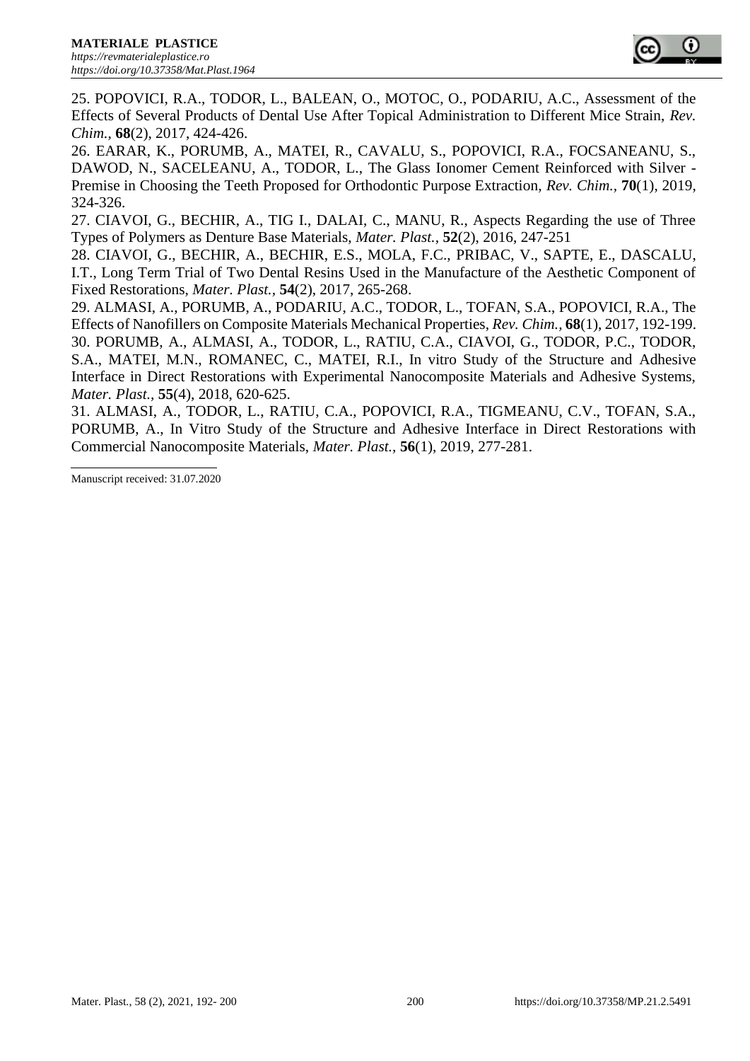25. POPOVICI, R.A., TODOR, L., BALEAN, O., MOTOC, O., PODARIU, A.C., Assessment of the Effects of Several Products of Dental Use After Topical Administration to Different Mice Strain, *Rev. Chim.*, **68**(2), 2017, 424-426.

26. EARAR, K., PORUMB, A., MATEI, R., CAVALU, S., POPOVICI, R.A., FOCSANEANU, S., DAWOD, N., SACELEANU, A., TODOR, L., The Glass Ionomer Cement Reinforced with Silver - Premise in Choosing the Teeth Proposed for Orthodontic Purpose Extraction, *Rev. Chim.*, **70**(1), 2019, 324-326.

27. CIAVOI, G., BECHIR, A., TIG I., DALAI, C., MANU, R., Aspects Regarding the use of Three Types of Polymers as Denture Base Materials, *Mater. Plast.*, **52**(2), 2016, 247-251

28. CIAVOI, G., BECHIR, A., BECHIR, E.S., MOLA, F.C., PRIBAC, V., SAPTE, E., DASCALU, I.T., Long Term Trial of Two Dental Resins Used in the Manufacture of the Aesthetic Component of Fixed Restorations, *Mater. Plast.*, **54**(2), 2017, 265-268.

29. ALMASI, A., PORUMB, A., PODARIU, A.C., TODOR, L., TOFAN, S.A., POPOVICI, R.A., The Effects of Nanofillers on Composite Materials Mechanical Properties, *Rev. Chim.*, **68**(1), 2017, 192-199.

30. PORUMB, A., ALMASI, A., TODOR, L., RATIU, C.A., CIAVOI, G., TODOR, P.C., TODOR, S.A., MATEI, M.N., ROMANEC, C., MATEI, R.I., In vitro Study of the Structure and Adhesive Interface in Direct Restorations with Experimental Nanocomposite Materials and Adhesive Systems, *Mater. Plast.*, **55**(4), 2018, 620-625.

31. ALMASI, A., TODOR, L., RATIU, C.A., POPOVICI, R.A., TIGMEANU, C.V., TOFAN, S.A., PORUMB, A., In Vitro Study of the Structure and Adhesive Interface in Direct Restorations with Commercial Nanocomposite Materials, *Mater. Plast.*, **56**(1), 2019, 277-281.

---

Manuscript received: 31.07.2020